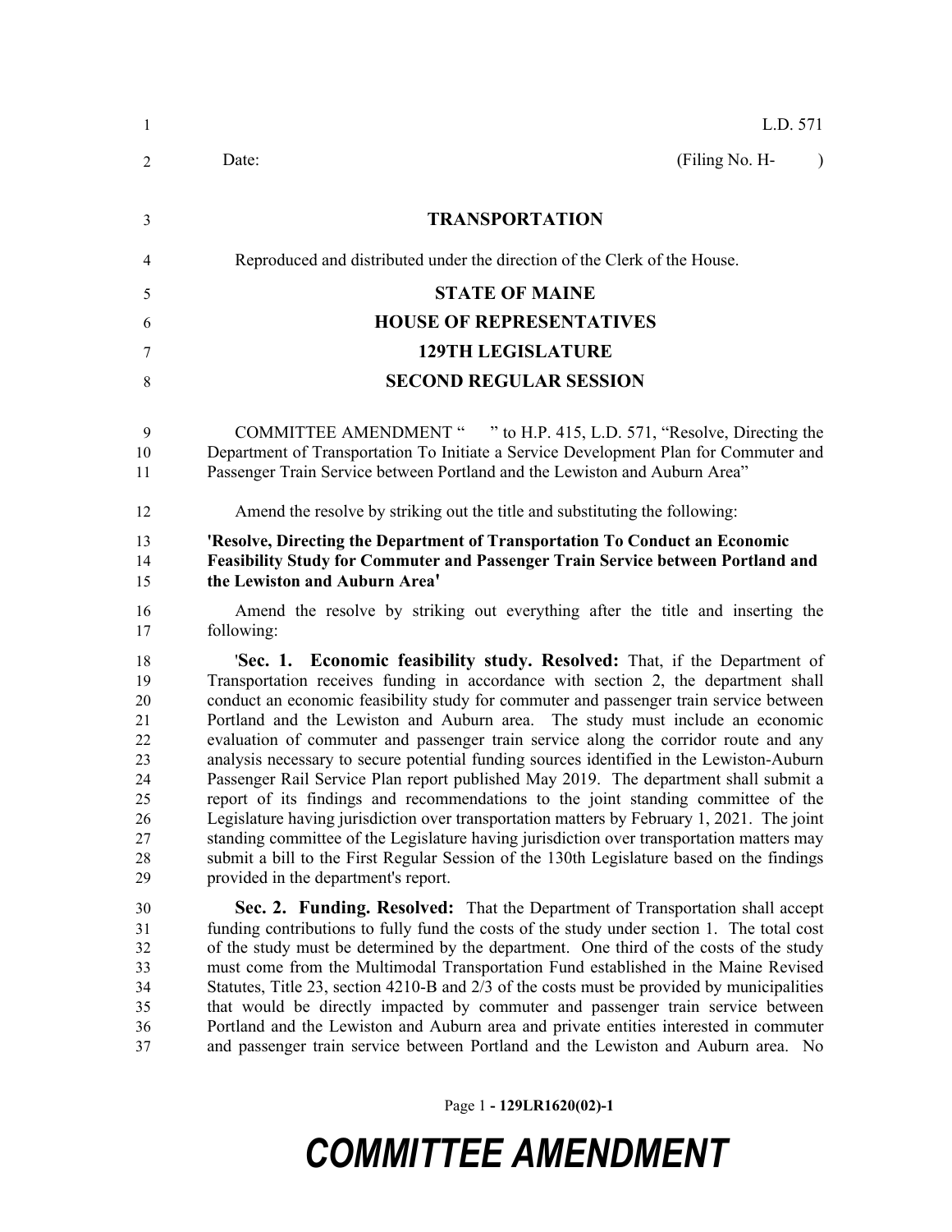L.D. 571

Date: (Filing No. H- )

**TRANSPORTATION**

Reproduced and distributed under the direction of the Clerk of the House.

**STATE OF MAINE**

**HOUSE OF REPRESENTATIVES**

**129TH LEGISLATURE**

**SECOND REGULAR SESSION**

COMMITTEE AMENDMENT " " to H.P. 415, L.D. 571, "Resolve, Directing the Department of Transportation To Initiate a Service Development Plan for Commuter and Passenger Train Service between Portland and the Lewiston and Auburn Area"

Amend the resolve by striking out the title and substituting the following:

**'Resolve, Directing the Department of Transportation To Conduct an Economic Feasibility Study for Commuter and Passenger Train Service between Portland and the Lewiston and Auburn Area'**

Amend the resolve by striking out everything after the title and inserting the following:

'**Sec. 1. Economic feasibility study. Resolved:** That, if the Department of Transportation receives funding in accordance with section 2, the department shall conduct an economic feasibility study for commuter and passenger train service between Portland and the Lewiston and Auburn area. The study must include an economic evaluation of commuter and passenger train service along the corridor route and any analysis necessary to secure potential funding sources identified in the Lewiston-Auburn Passenger Rail Service Plan report published May 2019. The department shall submit a report of its findings and recommendations to the joint standing committee of the Legislature having jurisdiction over transportation matters by February 1, 2021. The joint standing committee of the Legislature having jurisdiction over transportation matters may submit a bill to the First Regular Session of the 130th Legislature based on the findings provided in the department's report.

**Sec. 2. Funding. Resolved:** That the Department of Transportation shall accept funding contributions to fully fund the costs of the study under section 1. The total cost of the study must be determined by the department. One third of the costs of the study must come from the Multimodal Transportation Fund established in the Maine Revised Statutes, Title 23, section 4210-B and 2/3 of the costs must be provided by municipalities that would be directly impacted by commuter and passenger train service between Portland and the Lewiston and Auburn area and private entities interested in commuter and passenger train service between Portland and the Lewiston and Auburn area. No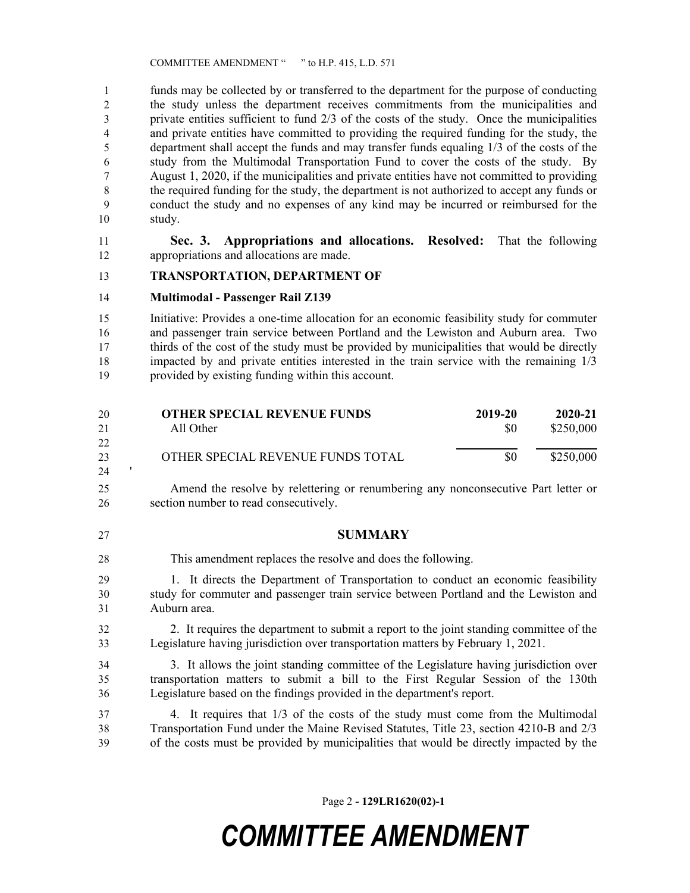funds may be collected by or transferred to the department for the purpose of conducting the study unless the department receives commitments from the municipalities and private entities sufficient to fund 2/3 of the costs of the study. Once the municipalities and private entities have committed to providing the required funding for the study, the department shall accept the funds and may transfer funds equaling 1/3 of the costs of the study from the Multimodal Transportation Fund to cover the costs of the study. By August 1, 2020, if the municipalities and private entities have not committed to providing the required funding for the study, the department is not authorized to accept any funds or conduct the study and no expenses of any kind may be incurred or reimbursed for the study.

**Sec. 3. Appropriations and allocations. Resolved:** That the following appropriations and allocations are made.

**TRANSPORTATION, DEPARTMENT OF**

**Multimodal - Passenger Rail Z139**

Initiative: Provides a one-time allocation for an economic feasibility study for commuter and passenger train service between Portland and the Lewiston and Auburn area. Two thirds of the cost of the study must be provided by municipalities that would be directly impacted by and private entities interested in the train service with the remaining 1/3 provided by existing funding within this account.

| **OTHER SPECIAL REVENUE FUNDS** | **2019-20** | **2020-21** |
|---|---|---|
| All Other | $0 | $250,000 |
| OTHER SPECIAL REVENUE FUNDS TOTAL | $0 | $250,000 |

'

Amend the resolve by relettering or renumbering any nonconsecutive Part letter or section number to read consecutively.

## SUMMARY

This amendment replaces the resolve and does the following.

1. It directs the Department of Transportation to conduct an economic feasibility study for commuter and passenger train service between Portland and the Lewiston and Auburn area.

2. It requires the department to submit a report to the joint standing committee of the Legislature having jurisdiction over transportation matters by February 1, 2021.

3. It allows the joint standing committee of the Legislature having jurisdiction over transportation matters to submit a bill to the First Regular Session of the 130th Legislature based on the findings provided in the department's report.

4. It requires that 1/3 of the costs of the study must come from the Multimodal Transportation Fund under the Maine Revised Statutes, Title 23, section 4210-B and 2/3 of the costs must be provided by municipalities that would be directly impacted by the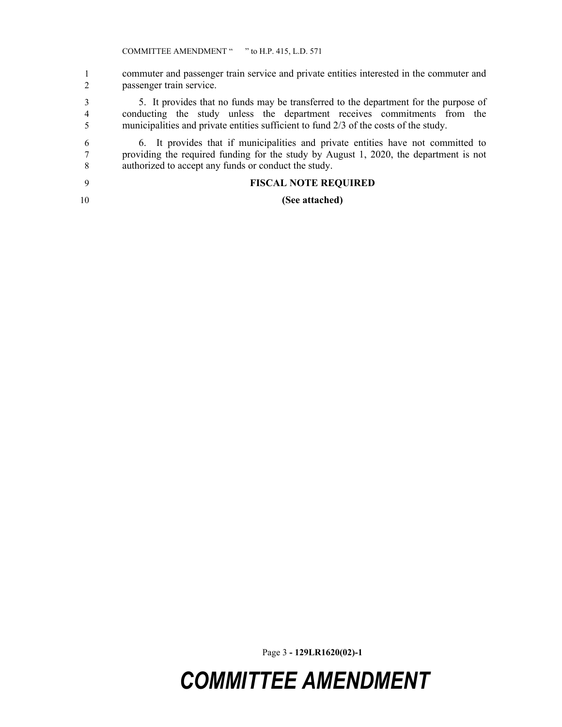commuter and passenger train service and private entities interested in the commuter and passenger train service.

5. It provides that no funds may be transferred to the department for the purpose of conducting the study unless the department receives commitments from the municipalities and private entities sufficient to fund 2/3 of the costs of the study.

6. It provides that if municipalities and private entities have not committed to providing the required funding for the study by August 1, 2020, the department is not authorized to accept any funds or conduct the study.

**FISCAL NOTE REQUIRED**

**(See attached)**